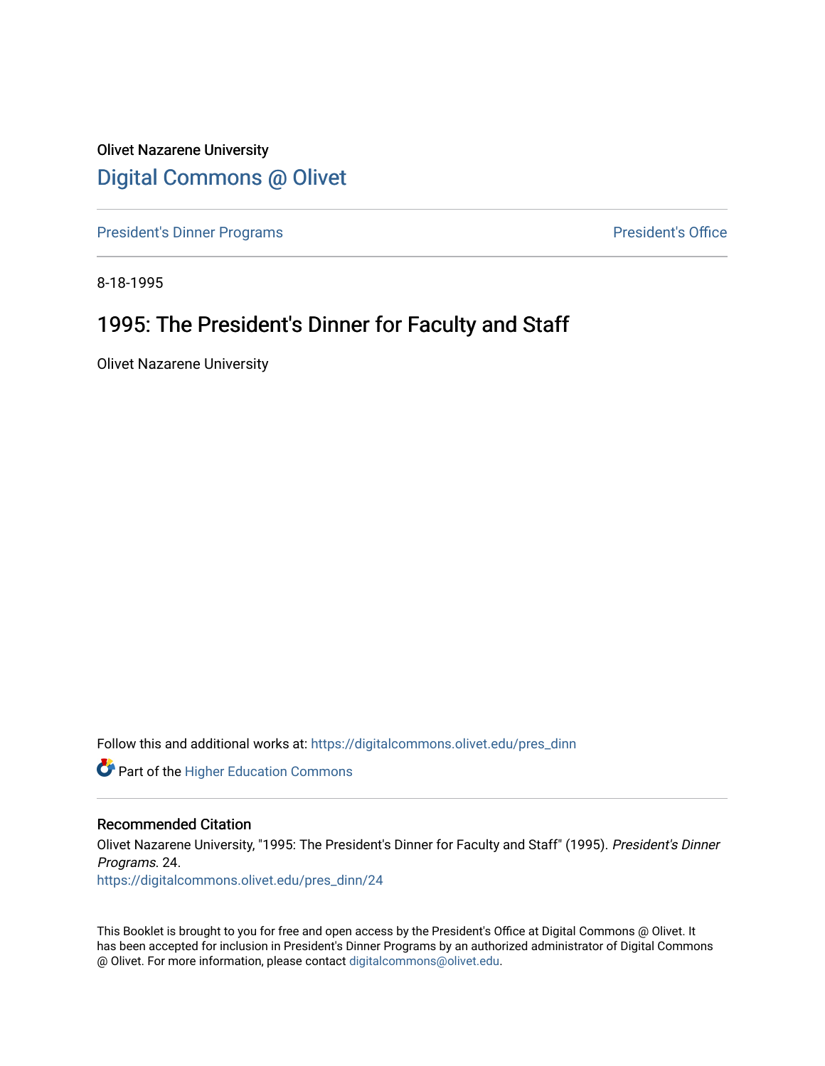Olivet Nazarene University

# Digital Commons @ Olivet

President's Dinner Programs | President's Office

8-18-1995

## 1995: The President's Dinner for Faculty and Staff

Olivet Nazarene University

Follow this and additional works at: https://digitalcommons.olivet.edu/pres_dinn

Part of the Higher Education Commons

### Recommended Citation

Olivet Nazarene University, "1995: The President's Dinner for Faculty and Staff" (1995). *President's Dinner Programs*. 24.
https://digitalcommons.olivet.edu/pres_dinn/24

This Booklet is brought to you for free and open access by the President's Office at Digital Commons @ Olivet. It has been accepted for inclusion in President's Dinner Programs by an authorized administrator of Digital Commons @ Olivet. For more information, please contact digitalcommons@olivet.edu.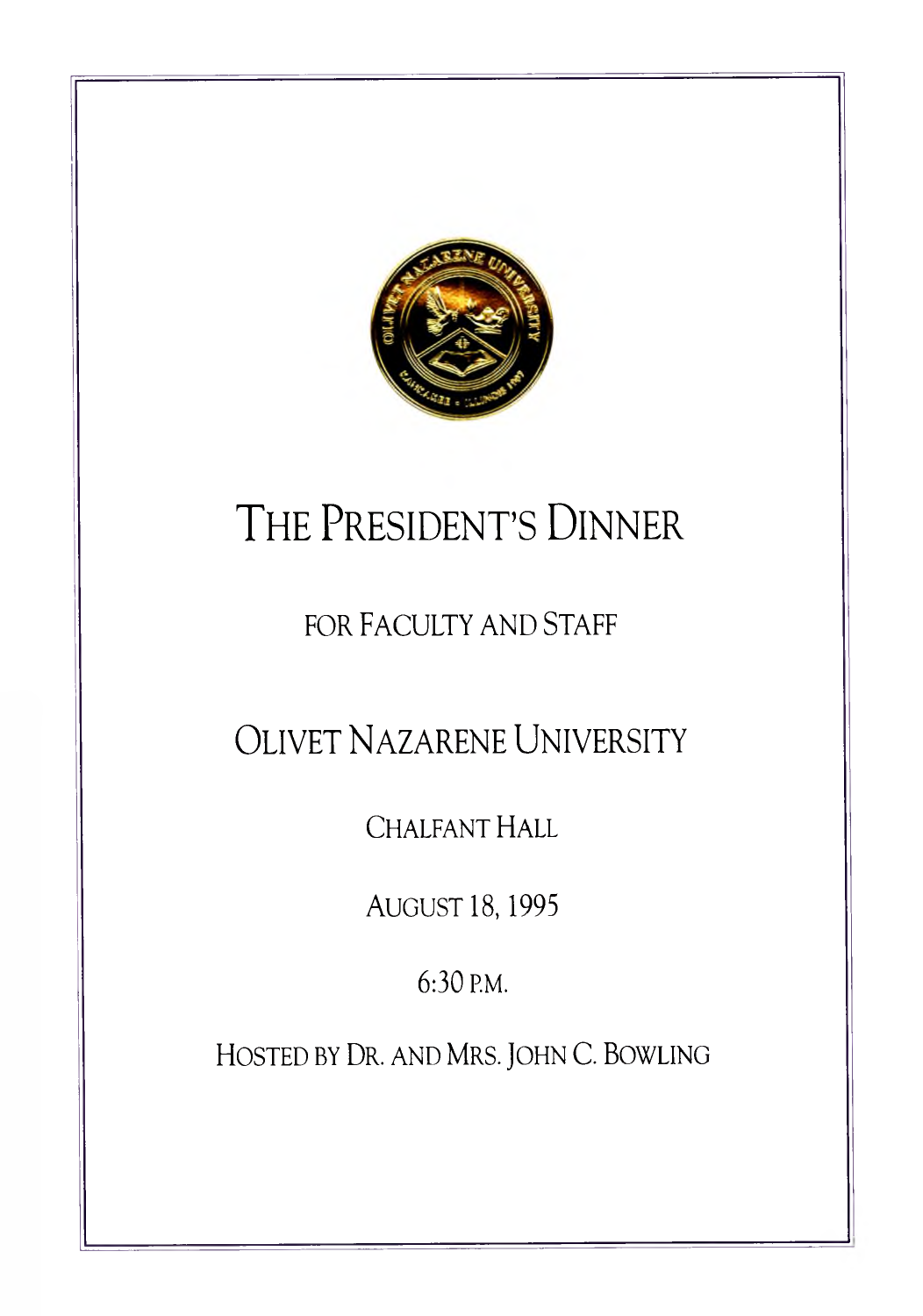# THE PRESIDENT'S DINNER

FOR FACULTY AND STAFF

## OLIVET NAZARENE UNIVERSITY

CHALFANT HALL

AUGUST 18, 1995

6:30 P.M.

HOSTED BY DR. AND MRS. JOHN C. BOWLING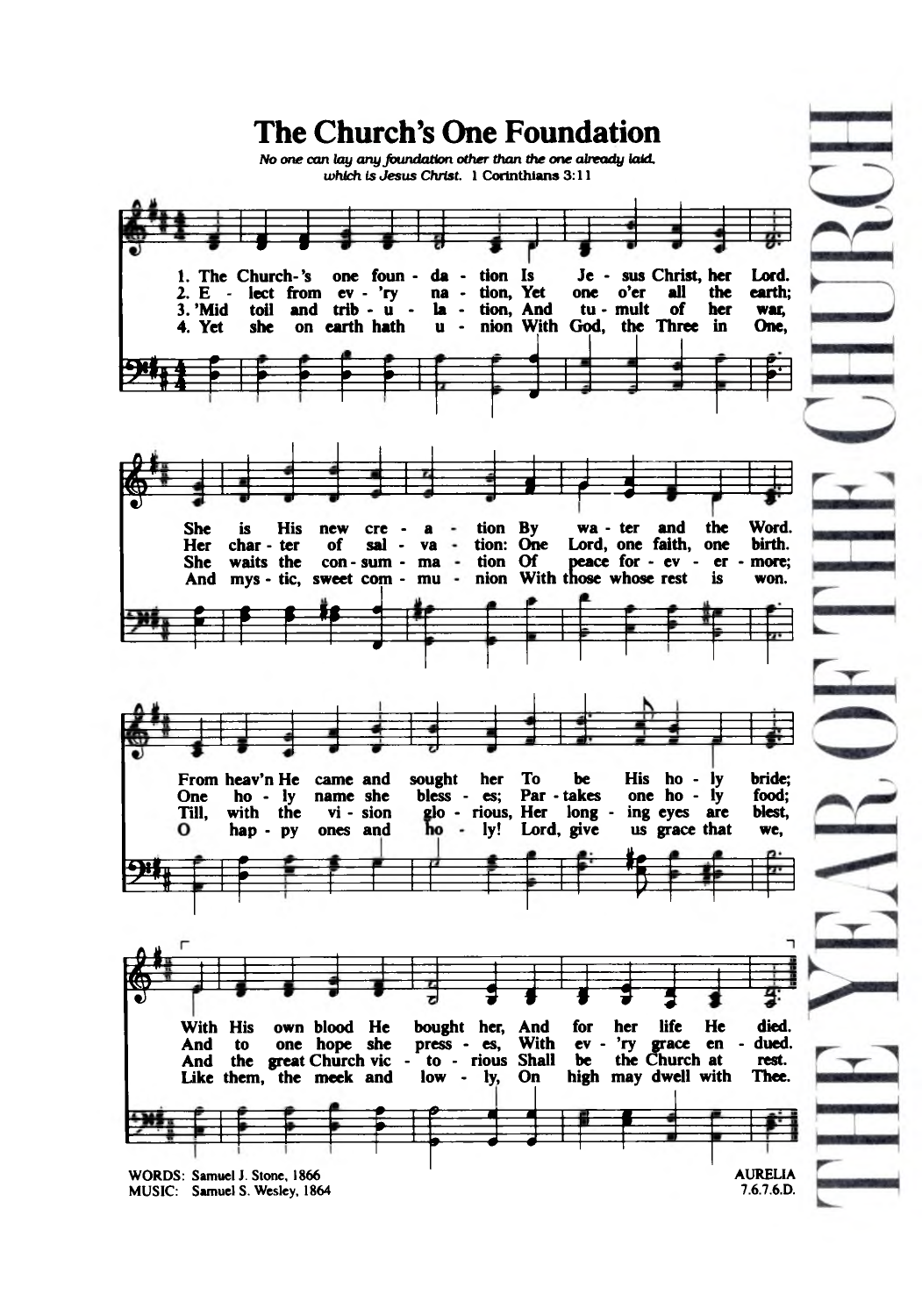# The Church's One Foundation

*No one can lay any foundation other than the one already laid, which is Jesus Christ.* 1 Corinthians 3:11

1. The Church's one foundation Is Jesus Christ, her Lord.
She is His new creation By water and the Word.
From heav'n He came and sought her To be His holy bride;
With His own blood He bought her, And for her life He died.

2. Elect from ev'ry nation, Yet one o'er all the earth;
Her charter of salvation: One Lord, one faith, one birth.
One holy name she blesses; Partakes one holy food;
And to one hope she presses, With ev'ry grace endued.

3. 'Mid toil and tribulation, And tumult of her war,
She waits the consummation Of peace forevermore;
Till, with the vision glorious, Her longing eyes are blest,
And the great Church victorious Shall be the Church at rest.

4. Yet she on earth hath union With God, the Three in One,
And mystic, sweet communion With those whose rest is won.
O happy ones and holy! Lord, give us grace that we,
Like them, the meek and lowly, On high may dwell with Thee.

WORDS: Samuel J. Stone, 1866
MUSIC: Samuel S. Wesley, 1864

AURELIA
7.6.7.6.D.

THE YEAR OF THE CHURCH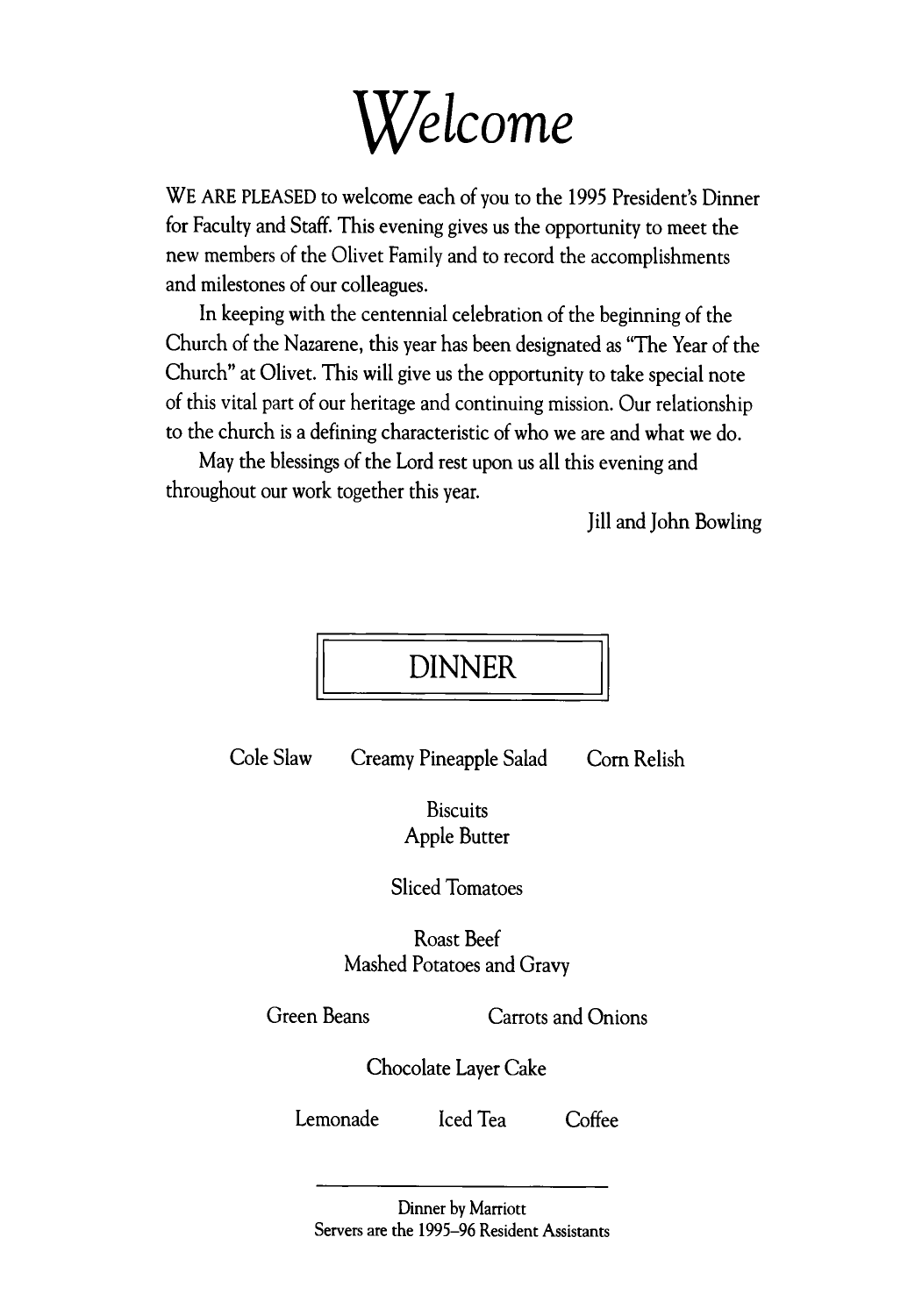# *Welcome*

WE ARE PLEASED to welcome each of you to the 1995 President's Dinner for Faculty and Staff. This evening gives us the opportunity to meet the new members of the Olivet Family and to record the accomplishments and milestones of our colleagues.

In keeping with the centennial celebration of the beginning of the Church of the Nazarene, this year has been designated as "The Year of the Church" at Olivet. This will give us the opportunity to take special note of this vital part of our heritage and continuing mission. Our relationship to the church is a defining characteristic of who we are and what we do.

May the blessings of the Lord rest upon us all this evening and throughout our work together this year.

Jill and John Bowling

## DINNER

Cole Slaw    Creamy Pineapple Salad    Corn Relish

Biscuits
Apple Butter

Sliced Tomatoes

Roast Beef
Mashed Potatoes and Gravy

Green Beans    Carrots and Onions

Chocolate Layer Cake

Lemonade    Iced Tea    Coffee

---

Dinner by Marriott
Servers are the 1995–96 Resident Assistants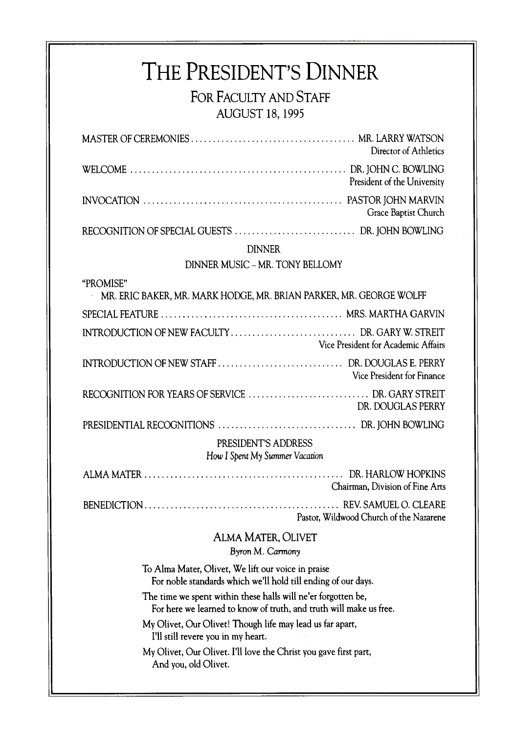# THE PRESIDENT'S DINNER

## FOR FACULTY AND STAFF

### AUGUST 18, 1995

MASTER OF CEREMONIES .................................... MR. LARRY WATSON
Director of Athletics

WELCOME ................................................ DR. JOHN C. BOWLING
President of the University

INVOCATION ............................................. PASTOR JOHN MARVIN
Grace Baptist Church

RECOGNITION OF SPECIAL GUESTS ........................... DR. JOHN BOWLING

DINNER

DINNER MUSIC – MR. TONY BELLOMY

"PROMISE"
MR. ERIC BAKER, MR. MARK HODGE, MR. BRIAN PARKER, MR. GEORGE WOLFF

SPECIAL FEATURE ......................................... MRS. MARTHA GARVIN

INTRODUCTION OF NEW FACULTY ............................. DR. GARY W. STREIT
Vice President for Academic Affairs

INTRODUCTION OF NEW STAFF ............................... DR. DOUGLAS E. PERRY
Vice President for Finance

RECOGNITION FOR YEARS OF SERVICE ........................ DR. GARY STREIT
DR. DOUGLAS PERRY

PRESIDENTIAL RECOGNITIONS ............................... DR. JOHN BOWLING

PRESIDENT'S ADDRESS
*How I Spent My Summer Vacation*

ALMA MATER .............................................. DR. HARLOW HOPKINS
Chairman, Division of Fine Arts

BENEDICTION ............................................. REV. SAMUEL O. CLEARE
Pastor, Wildwood Church of the Nazarene

## ALMA MATER, OLIVET

*Byron M. Carmony*

To Alma Mater, Olivet, We lift our voice in praise
For noble standards which we'll hold till ending of our days.

The time we spent within these halls will ne'er forgotten be,
For here we learned to know of truth, and truth will make us free.

My Olivet, Our Olivet! Though life may lead us far apart,
I'll still revere you in my heart.

My Olivet, Our Olivet. I'll love the Christ you gave first part,
And you, old Olivet.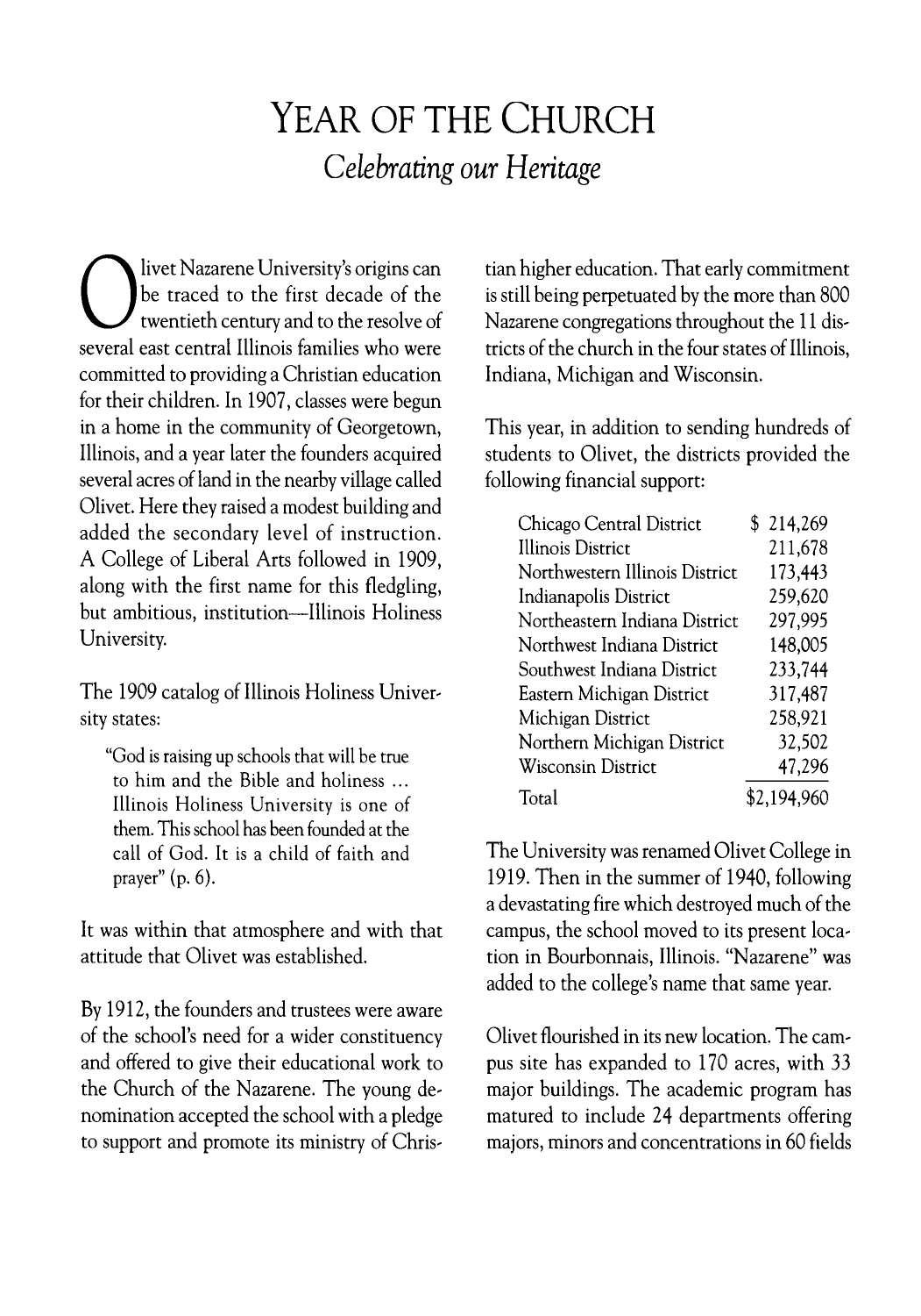# YEAR OF THE CHURCH

## *Celebrating our Heritage*

Olivet Nazarene University's origins can be traced to the first decade of the twentieth century and to the resolve of several east central Illinois families who were committed to providing a Christian education for their children. In 1907, classes were begun in a home in the community of Georgetown, Illinois, and a year later the founders acquired several acres of land in the nearby village called Olivet. Here they raised a modest building and added the secondary level of instruction. A College of Liberal Arts followed in 1909, along with the first name for this fledgling, but ambitious, institution—Illinois Holiness University.

The 1909 catalog of Illinois Holiness University states:

> "God is raising up schools that will be true to him and the Bible and holiness ... Illinois Holiness University is one of them. This school has been founded at the call of God. It is a child of faith and prayer" (p. 6).

It was within that atmosphere and with that attitude that Olivet was established.

By 1912, the founders and trustees were aware of the school's need for a wider constituency and offered to give their educational work to the Church of the Nazarene. The young denomination accepted the school with a pledge to support and promote its ministry of Christian higher education. That early commitment is still being perpetuated by the more than 800 Nazarene congregations throughout the 11 districts of the church in the four states of Illinois, Indiana, Michigan and Wisconsin.

This year, in addition to sending hundreds of students to Olivet, the districts provided the following financial support:

| District | Amount |
|---|---|
| Chicago Central District | $ 214,269 |
| Illinois District | 211,678 |
| Northwestern Illinois District | 173,443 |
| Indianapolis District | 259,620 |
| Northeastern Indiana District | 297,995 |
| Northwest Indiana District | 148,005 |
| Southwest Indiana District | 233,744 |
| Eastern Michigan District | 317,487 |
| Michigan District | 258,921 |
| Northern Michigan District | 32,502 |
| Wisconsin District | 47,296 |
| Total | $2,194,960 |

The University was renamed Olivet College in 1919. Then in the summer of 1940, following a devastating fire which destroyed much of the campus, the school moved to its present location in Bourbonnais, Illinois. "Nazarene" was added to the college's name that same year.

Olivet flourished in its new location. The campus site has expanded to 170 acres, with 33 major buildings. The academic program has matured to include 24 departments offering majors, minors and concentrations in 60 fields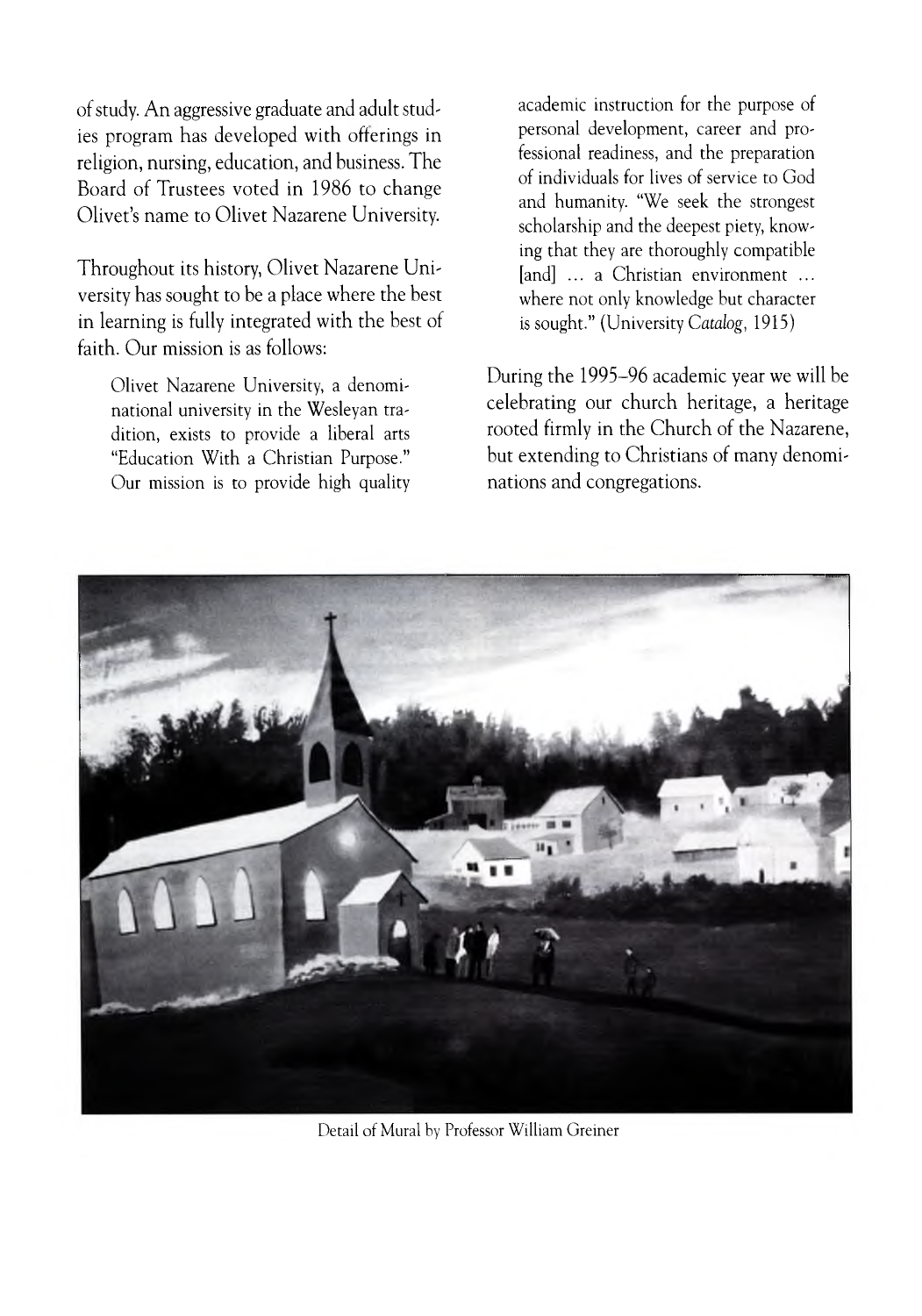of study. An aggressive graduate and adult studies program has developed with offerings in religion, nursing, education, and business. The Board of Trustees voted in 1986 to change Olivet's name to Olivet Nazarene University.

Throughout its history, Olivet Nazarene University has sought to be a place where the best in learning is fully integrated with the best of faith. Our mission is as follows:

> Olivet Nazarene University, a denominational university in the Wesleyan tradition, exists to provide a liberal arts "Education With a Christian Purpose." Our mission is to provide high quality academic instruction for the purpose of personal development, career and professional readiness, and the preparation of individuals for lives of service to God and humanity. "We seek the strongest scholarship and the deepest piety, knowing that they are thoroughly compatible [and] ... a Christian environment ... where not only knowledge but character is sought." (University *Catalog*, 1915)

During the 1995–96 academic year we will be celebrating our church heritage, a heritage rooted firmly in the Church of the Nazarene, but extending to Christians of many denominations and congregations.

Detail of Mural by Professor William Greiner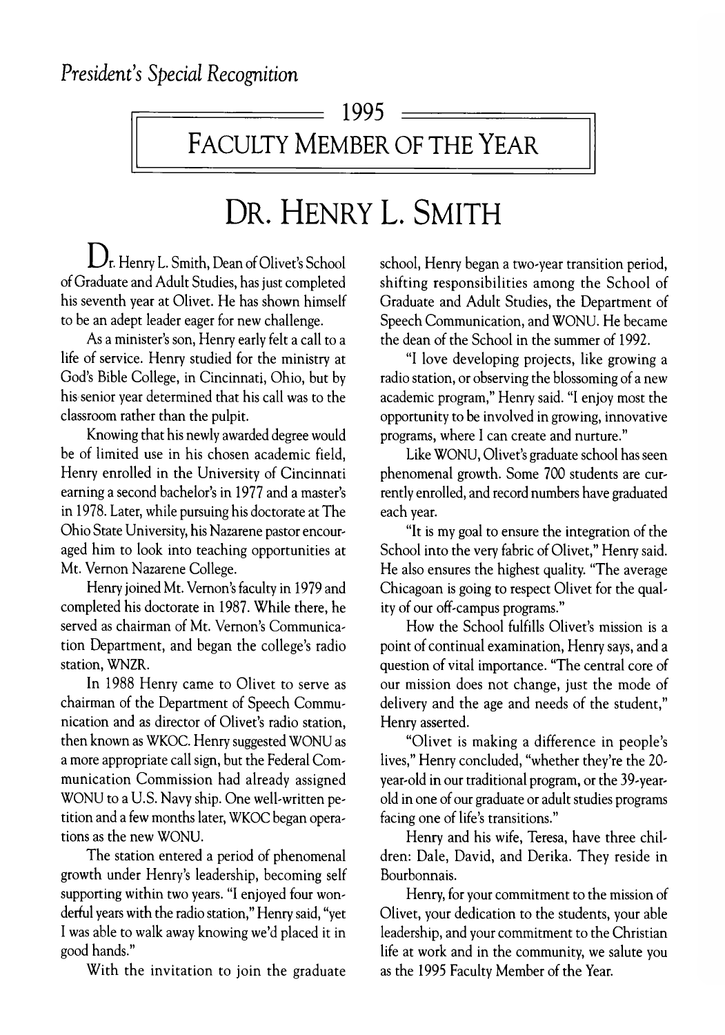*President's Special Recognition*

## 1995
## FACULTY MEMBER OF THE YEAR

# DR. HENRY L. SMITH

Dr. Henry L. Smith, Dean of Olivet's School of Graduate and Adult Studies, has just completed his seventh year at Olivet. He has shown himself to be an adept leader eager for new challenge.

As a minister's son, Henry early felt a call to a life of service. Henry studied for the ministry at God's Bible College, in Cincinnati, Ohio, but by his senior year determined that his call was to the classroom rather than the pulpit.

Knowing that his newly awarded degree would be of limited use in his chosen academic field, Henry enrolled in the University of Cincinnati earning a second bachelor's in 1977 and a master's in 1978. Later, while pursuing his doctorate at The Ohio State University, his Nazarene pastor encouraged him to look into teaching opportunities at Mt. Vernon Nazarene College.

Henry joined Mt. Vernon's faculty in 1979 and completed his doctorate in 1987. While there, he served as chairman of Mt. Vernon's Communication Department, and began the college's radio station, WNZR.

In 1988 Henry came to Olivet to serve as chairman of the Department of Speech Communication and as director of Olivet's radio station, then known as WKOC. Henry suggested WONU as a more appropriate call sign, but the Federal Communication Commission had already assigned WONU to a U.S. Navy ship. One well-written petition and a few months later, WKOC began operations as the new WONU.

The station entered a period of phenomenal growth under Henry's leadership, becoming self supporting within two years. "I enjoyed four wonderful years with the radio station," Henry said, "yet I was able to walk away knowing we'd placed it in good hands."

With the invitation to join the graduate school, Henry began a two-year transition period, shifting responsibilities among the School of Graduate and Adult Studies, the Department of Speech Communication, and WONU. He became the dean of the School in the summer of 1992.

"I love developing projects, like growing a radio station, or observing the blossoming of a new academic program," Henry said. "I enjoy most the opportunity to be involved in growing, innovative programs, where I can create and nurture."

Like WONU, Olivet's graduate school has seen phenomenal growth. Some 700 students are currently enrolled, and record numbers have graduated each year.

"It is my goal to ensure the integration of the School into the very fabric of Olivet," Henry said. He also ensures the highest quality. "The average Chicagoan is going to respect Olivet for the quality of our off-campus programs."

How the School fulfills Olivet's mission is a point of continual examination, Henry says, and a question of vital importance. "The central core of our mission does not change, just the mode of delivery and the age and needs of the student," Henry asserted.

"Olivet is making a difference in people's lives," Henry concluded, "whether they're the 20-year-old in our traditional program, or the 39-year-old in one of our graduate or adult studies programs facing one of life's transitions."

Henry and his wife, Teresa, have three children: Dale, David, and Derika. They reside in Bourbonnais.

Henry, for your commitment to the mission of Olivet, your dedication to the students, your able leadership, and your commitment to the Christian life at work and in the community, we salute you as the 1995 Faculty Member of the Year.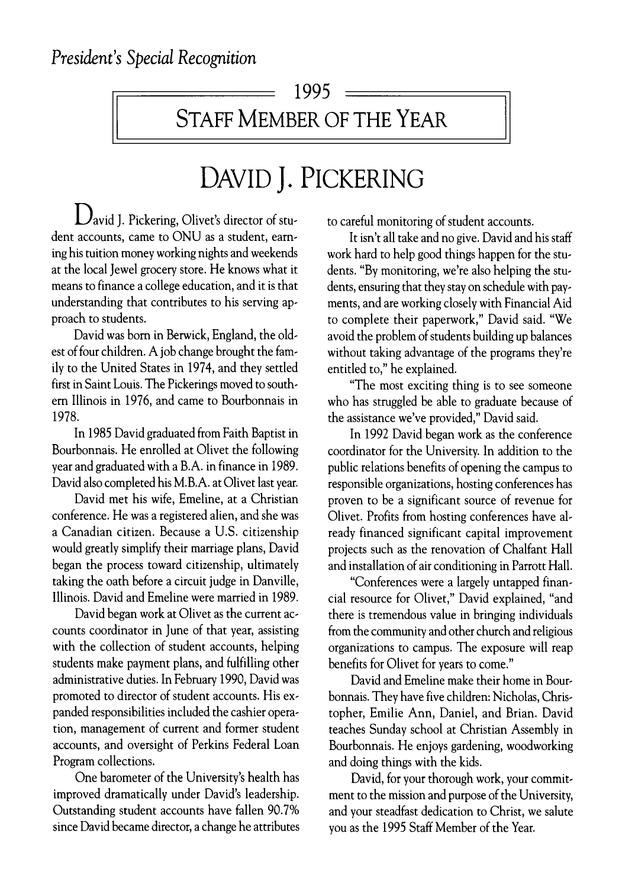*President's Special Recognition*

## 1995
## STAFF MEMBER OF THE YEAR

# DAVID J. PICKERING

David J. Pickering, Olivet's director of student accounts, came to ONU as a student, earning his tuition money working nights and weekends at the local Jewel grocery store. He knows what it means to finance a college education, and it is that understanding that contributes to his serving approach to students.

David was born in Berwick, England, the oldest of four children. A job change brought the family to the United States in 1974, and they settled first in Saint Louis. The Pickerings moved to southern Illinois in 1976, and came to Bourbonnais in 1978.

In 1985 David graduated from Faith Baptist in Bourbonnais. He enrolled at Olivet the following year and graduated with a B.A. in finance in 1989. David also completed his M.B.A. at Olivet last year.

David met his wife, Emeline, at a Christian conference. He was a registered alien, and she was a Canadian citizen. Because a U.S. citizenship would greatly simplify their marriage plans, David began the process toward citizenship, ultimately taking the oath before a circuit judge in Danville, Illinois. David and Emeline were married in 1989.

David began work at Olivet as the current accounts coordinator in June of that year, assisting with the collection of student accounts, helping students make payment plans, and fulfilling other administrative duties. In February 1990, David was promoted to director of student accounts. His expanded responsibilities included the cashier operation, management of current and former student accounts, and oversight of Perkins Federal Loan Program collections.

One barometer of the University's health has improved dramatically under David's leadership. Outstanding student accounts have fallen 90.7% since David became director, a change he attributes to careful monitoring of student accounts.

It isn't all take and no give. David and his staff work hard to help good things happen for the students. "By monitoring, we're also helping the students, ensuring that they stay on schedule with payments, and are working closely with Financial Aid to complete their paperwork," David said. "We avoid the problem of students building up balances without taking advantage of the programs they're entitled to," he explained.

"The most exciting thing is to see someone who has struggled be able to graduate because of the assistance we've provided," David said.

In 1992 David began work as the conference coordinator for the University. In addition to the public relations benefits of opening the campus to responsible organizations, hosting conferences has proven to be a significant source of revenue for Olivet. Profits from hosting conferences have already financed significant capital improvement projects such as the renovation of Chalfant Hall and installation of air conditioning in Parrott Hall.

"Conferences were a largely untapped financial resource for Olivet," David explained, "and there is tremendous value in bringing individuals from the community and other church and religious organizations to campus. The exposure will reap benefits for Olivet for years to come."

David and Emeline make their home in Bourbonnais. They have five children: Nicholas, Christopher, Emilie Ann, Daniel, and Brian. David teaches Sunday school at Christian Assembly in Bourbonnais. He enjoys gardening, woodworking and doing things with the kids.

David, for your thorough work, your commitment to the mission and purpose of the University, and your steadfast dedication to Christ, we salute you as the 1995 Staff Member of the Year.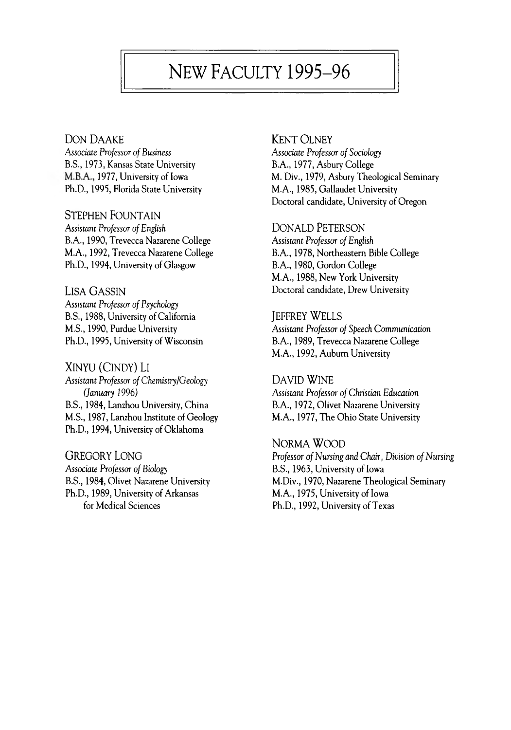# New Faculty 1995–96

**Don Daake**
*Associate Professor of Business*
B.S., 1973, Kansas State University
M.B.A., 1977, University of Iowa
Ph.D., 1995, Florida State University

**Stephen Fountain**
*Assistant Professor of English*
B.A., 1990, Trevecca Nazarene College
M.A., 1992, Trevecca Nazarene College
Ph.D., 1994, University of Glasgow

**Lisa Gassin**
*Assistant Professor of Psychology*
B.S., 1988, University of California
M.S., 1990, Purdue University
Ph.D., 1995, University of Wisconsin

**Xinyu (Cindy) Li**
*Assistant Professor of Chemistry/Geology (January 1996)*
B.S., 1984, Lanzhou University, China
M.S., 1987, Lanzhou Institute of Geology
Ph.D., 1994, University of Oklahoma

**Gregory Long**
*Associate Professor of Biology*
B.S., 1984, Olivet Nazarene University
Ph.D., 1989, University of Arkansas for Medical Sciences

**Kent Olney**
*Associate Professor of Sociology*
B.A., 1977, Asbury College
M. Div., 1979, Asbury Theological Seminary
M.A., 1985, Gallaudet University
Doctoral candidate, University of Oregon

**Donald Peterson**
*Assistant Professor of English*
B.A., 1978, Northeastern Bible College
B.A., 1980, Gordon College
M.A., 1988, New York University
Doctoral candidate, Drew University

**Jeffrey Wells**
*Assistant Professor of Speech Communication*
B.A., 1989, Trevecca Nazarene College
M.A., 1992, Auburn University

**David Wine**
*Assistant Professor of Christian Education*
B.A., 1972, Olivet Nazarene University
M.A., 1977, The Ohio State University

**Norma Wood**
*Professor of Nursing and Chair, Division of Nursing*
B.S., 1963, University of Iowa
M.Div., 1970, Nazarene Theological Seminary
M.A., 1975, University of Iowa
Ph.D., 1992, University of Texas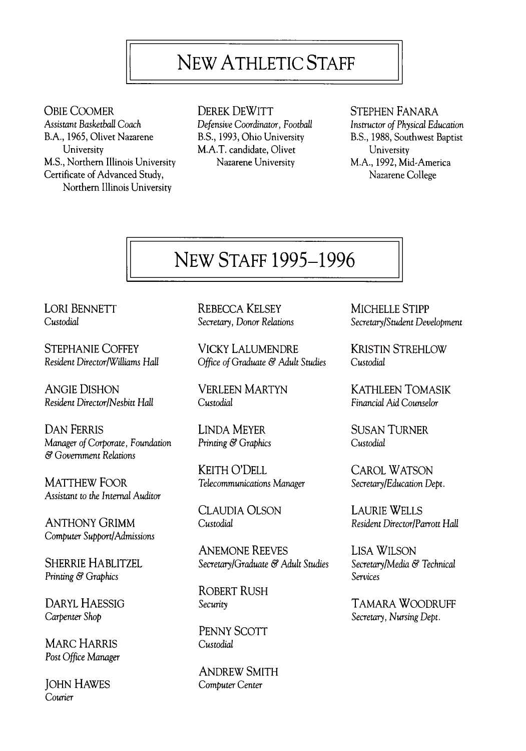# NEW ATHLETIC STAFF

OBIE COOMER
*Assistant Basketball Coach*
B.A., 1965, Olivet Nazarene University
M.S., Northern Illinois University
Certificate of Advanced Study, Northern Illinois University

DEREK DEWITT
*Defensive Coordinator, Football*
B.S., 1993, Ohio University
M.A.T. candidate, Olivet Nazarene University

STEPHEN FANARA
*Instructor of Physical Education*
B.S., 1988, Southwest Baptist University
M.A., 1992, Mid-America Nazarene College

# NEW STAFF 1995–1996

LORI BENNETT
*Custodial*

STEPHANIE COFFEY
*Resident Director/Williams Hall*

ANGIE DISHON
*Resident Director/Nesbitt Hall*

DAN FERRIS
*Manager of Corporate, Foundation & Government Relations*

MATTHEW FOOR
*Assistant to the Internal Auditor*

ANTHONY GRIMM
*Computer Support/Admissions*

SHERRIE HABLITZEL
*Printing & Graphics*

DARYL HAESSIG
*Carpenter Shop*

MARC HARRIS
*Post Office Manager*

JOHN HAWES
*Courier*

REBECCA KELSEY
*Secretary, Donor Relations*

VICKY LALUMENDRE
*Office of Graduate & Adult Studies*

VERLEEN MARTYN
*Custodial*

LINDA MEYER
*Printing & Graphics*

KEITH O'DELL
*Telecommunications Manager*

CLAUDIA OLSON
*Custodial*

ANEMONE REEVES
*Secretary/Graduate & Adult Studies*

ROBERT RUSH
*Security*

PENNY SCOTT
*Custodial*

ANDREW SMITH
*Computer Center*

MICHELLE STIPP
*Secretary/Student Development*

KRISTIN STREHLOW
*Custodial*

KATHLEEN TOMASIK
*Financial Aid Counselor*

SUSAN TURNER
*Custodial*

CAROL WATSON
*Secretary/Education Dept.*

LAURIE WELLS
*Resident Director/Parrott Hall*

LISA WILSON
*Secretary/Media & Technical Services*

TAMARA WOODRUFF
*Secretary, Nursing Dept.*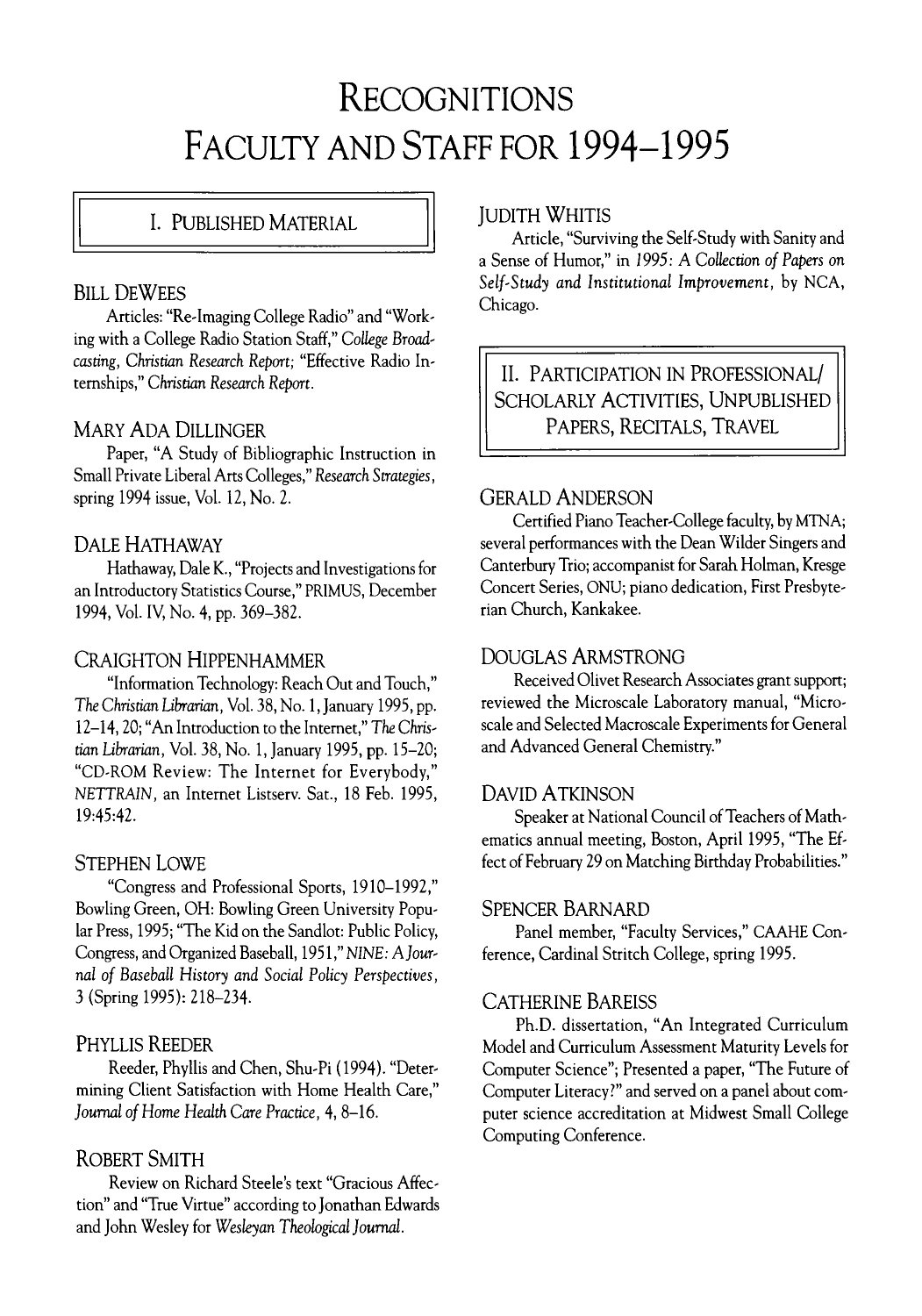# Recognitions Faculty and Staff for 1994–1995

## I. Published Material

### Bill DeWees

Articles: "Re-Imaging College Radio" and "Working with a College Radio Station Staff," *College Broadcasting, Christian Research Report*; "Effective Radio Internships," *Christian Research Report*.

### Mary Ada Dillinger

Paper, "A Study of Bibliographic Instruction in Small Private Liberal Arts Colleges," *Research Strategies*, spring 1994 issue, Vol. 12, No. 2.

### Dale Hathaway

Hathaway, Dale K., "Projects and Investigations for an Introductory Statistics Course," PRIMUS, December 1994, Vol. IV, No. 4, pp. 369–382.

### Craighton Hippenhammer

"Information Technology: Reach Out and Touch," *The Christian Librarian*, Vol. 38, No. 1, January 1995, pp. 12–14, 20; "An Introduction to the Internet," *The Christian Librarian*, Vol. 38, No. 1, January 1995, pp. 15–20; "CD-ROM Review: The Internet for Everybody," *NETTRAIN*, an Internet Listserv. Sat., 18 Feb. 1995, 19:45:42.

### Stephen Lowe

"Congress and Professional Sports, 1910–1992," Bowling Green, OH: Bowling Green University Popular Press, 1995; "The Kid on the Sandlot: Public Policy, Congress, and Organized Baseball, 1951," *NINE: A Journal of Baseball History and Social Policy Perspectives*, 3 (Spring 1995): 218–234.

### Phyllis Reeder

Reeder, Phyllis and Chen, Shu-Pi (1994). "Determining Client Satisfaction with Home Health Care," *Journal of Home Health Care Practice*, 4, 8–16.

### Robert Smith

Review on Richard Steele's text "Gracious Affection" and "True Virtue" according to Jonathan Edwards and John Wesley for *Wesleyan Theological Journal*.

### Judith Whitis

Article, "Surviving the Self-Study with Sanity and a Sense of Humor," in *1995: A Collection of Papers on Self-Study and Institutional Improvement*, by NCA, Chicago.

## II. Participation in Professional/Scholarly Activities, Unpublished Papers, Recitals, Travel

### Gerald Anderson

Certified Piano Teacher-College faculty, by MTNA; several performances with the Dean Wilder Singers and Canterbury Trio; accompanist for Sarah Holman, Kresge Concert Series, ONU; piano dedication, First Presbyterian Church, Kankakee.

### Douglas Armstrong

Received Olivet Research Associates grant support; reviewed the Microscale Laboratory manual, "Microscale and Selected Macroscale Experiments for General and Advanced General Chemistry."

### David Atkinson

Speaker at National Council of Teachers of Mathematics annual meeting, Boston, April 1995, "The Effect of February 29 on Matching Birthday Probabilities."

### Spencer Barnard

Panel member, "Faculty Services," CAAHE Conference, Cardinal Stritch College, spring 1995.

### Catherine Bareiss

Ph.D. dissertation, "An Integrated Curriculum Model and Curriculum Assessment Maturity Levels for Computer Science"; Presented a paper, "The Future of Computer Literacy?" and served on a panel about computer science accreditation at Midwest Small College Computing Conference.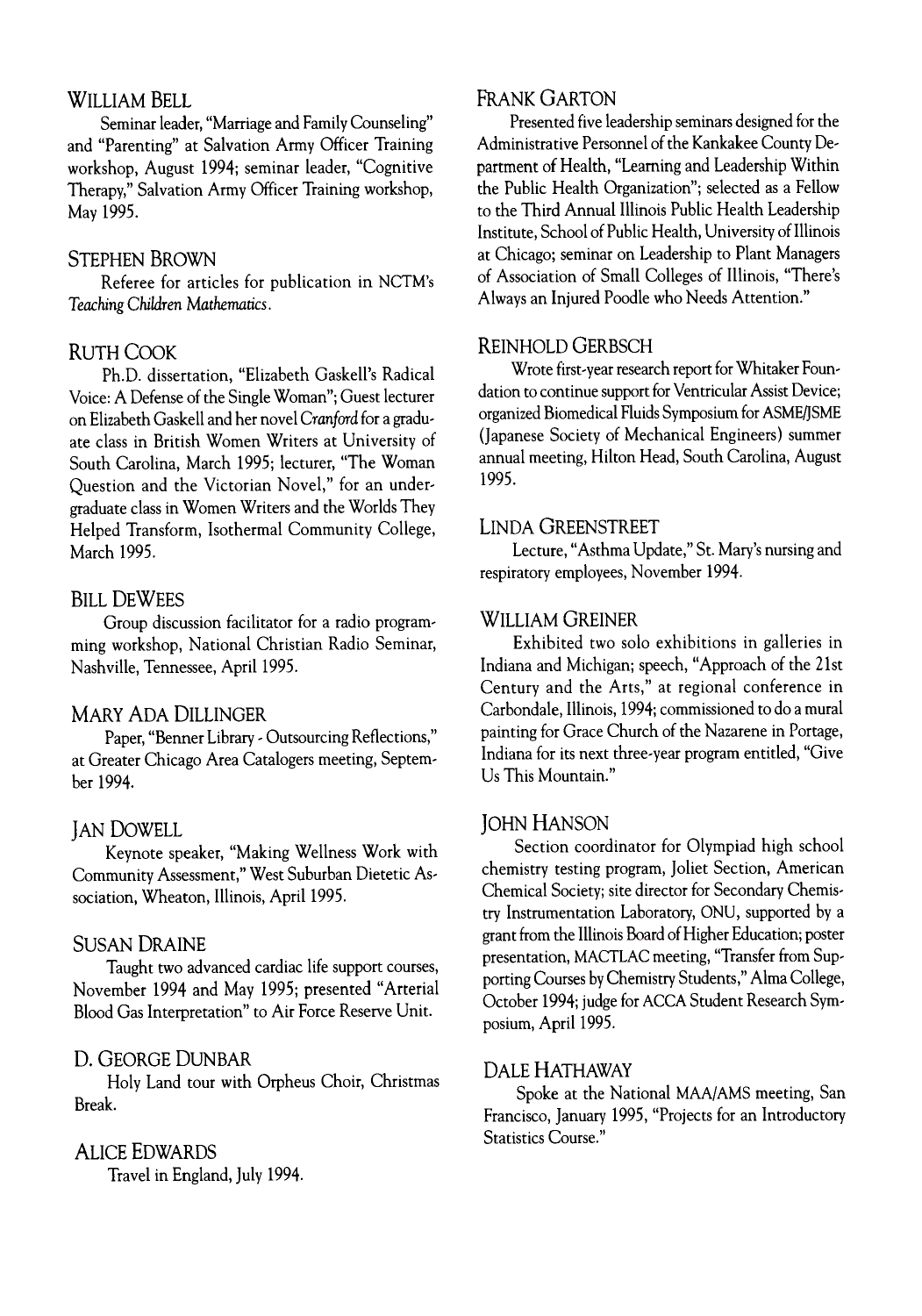### William Bell

Seminar leader, "Marriage and Family Counseling" and "Parenting" at Salvation Army Officer Training workshop, August 1994; seminar leader, "Cognitive Therapy," Salvation Army Officer Training workshop, May 1995.

### Stephen Brown

Referee for articles for publication in NCTM's *Teaching Children Mathematics*.

### Ruth Cook

Ph.D. dissertation, "Elizabeth Gaskell's Radical Voice: A Defense of the Single Woman"; Guest lecturer on Elizabeth Gaskell and her novel *Cranford* for a graduate class in British Women Writers at University of South Carolina, March 1995; lecturer, "The Woman Question and the Victorian Novel," for an undergraduate class in Women Writers and the Worlds They Helped Transform, Isothermal Community College, March 1995.

### Bill DeWees

Group discussion facilitator for a radio programming workshop, National Christian Radio Seminar, Nashville, Tennessee, April 1995.

### Mary Ada Dillinger

Paper, "Benner Library - Outsourcing Reflections," at Greater Chicago Area Catalogers meeting, September 1994.

### Jan Dowell

Keynote speaker, "Making Wellness Work with Community Assessment," West Suburban Dietetic Association, Wheaton, Illinois, April 1995.

### Susan Draine

Taught two advanced cardiac life support courses, November 1994 and May 1995; presented "Arterial Blood Gas Interpretation" to Air Force Reserve Unit.

### D. George Dunbar

Holy Land tour with Orpheus Choir, Christmas Break.

### Alice Edwards

Travel in England, July 1994.

### Frank Garton

Presented five leadership seminars designed for the Administrative Personnel of the Kankakee County Department of Health, "Learning and Leadership Within the Public Health Organization"; selected as a Fellow to the Third Annual Illinois Public Health Leadership Institute, School of Public Health, University of Illinois at Chicago; seminar on Leadership to Plant Managers of Association of Small Colleges of Illinois, "There's Always an Injured Poodle who Needs Attention."

### Reinhold Gerbsch

Wrote first-year research report for Whitaker Foundation to continue support for Ventricular Assist Device; organized Biomedical Fluids Symposium for ASME/JSME (Japanese Society of Mechanical Engineers) summer annual meeting, Hilton Head, South Carolina, August 1995.

### Linda Greenstreet

Lecture, "Asthma Update," St. Mary's nursing and respiratory employees, November 1994.

### William Greiner

Exhibited two solo exhibitions in galleries in Indiana and Michigan; speech, "Approach of the 21st Century and the Arts," at regional conference in Carbondale, Illinois, 1994; commissioned to do a mural painting for Grace Church of the Nazarene in Portage, Indiana for its next three-year program entitled, "Give Us This Mountain."

### John Hanson

Section coordinator for Olympiad high school chemistry testing program, Joliet Section, American Chemical Society; site director for Secondary Chemistry Instrumentation Laboratory, ONU, supported by a grant from the Illinois Board of Higher Education; poster presentation, MACTLAC meeting, "Transfer from Supporting Courses by Chemistry Students," Alma College, October 1994; judge for ACCA Student Research Symposium, April 1995.

### Dale Hathaway

Spoke at the National MAA/AMS meeting, San Francisco, January 1995, "Projects for an Introductory Statistics Course."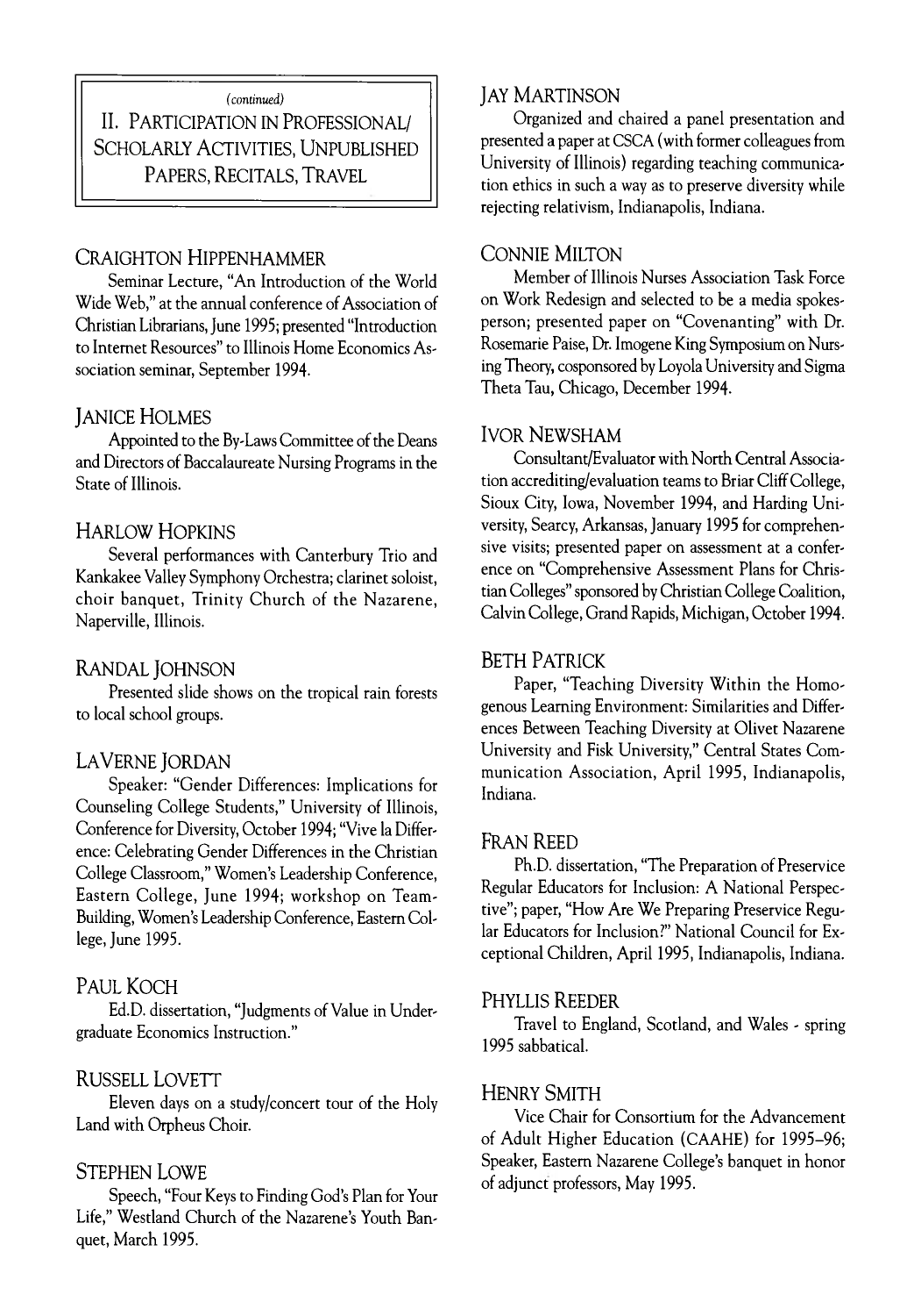*(continued)*

## II. Participation in Professional/Scholarly Activities, Unpublished Papers, Recitals, Travel

### Craighton Hippenhammer

Seminar Lecture, "An Introduction of the World Wide Web," at the annual conference of Association of Christian Librarians, June 1995; presented "Introduction to Internet Resources" to Illinois Home Economics Association seminar, September 1994.

### Janice Holmes

Appointed to the By-Laws Committee of the Deans and Directors of Baccalaureate Nursing Programs in the State of Illinois.

### Harlow Hopkins

Several performances with Canterbury Trio and Kankakee Valley Symphony Orchestra; clarinet soloist, choir banquet, Trinity Church of the Nazarene, Naperville, Illinois.

### Randal Johnson

Presented slide shows on the tropical rain forests to local school groups.

### LaVerne Jordan

Speaker: "Gender Differences: Implications for Counseling College Students," University of Illinois, Conference for Diversity, October 1994; "Vive la Difference: Celebrating Gender Differences in the Christian College Classroom," Women's Leadership Conference, Eastern College, June 1994; workshop on Team-Building, Women's Leadership Conference, Eastern College, June 1995.

### Paul Koch

Ed.D. dissertation, "Judgments of Value in Undergraduate Economics Instruction."

### Russell Lovett

Eleven days on a study/concert tour of the Holy Land with Orpheus Choir.

### Stephen Lowe

Speech, "Four Keys to Finding God's Plan for Your Life," Westland Church of the Nazarene's Youth Banquet, March 1995.

### Jay Martinson

Organized and chaired a panel presentation and presented a paper at CSCA (with former colleagues from University of Illinois) regarding teaching communication ethics in such a way as to preserve diversity while rejecting relativism, Indianapolis, Indiana.

### Connie Milton

Member of Illinois Nurses Association Task Force on Work Redesign and selected to be a media spokesperson; presented paper on "Covenanting" with Dr. Rosemarie Paise, Dr. Imogene King Symposium on Nursing Theory, cosponsored by Loyola University and Sigma Theta Tau, Chicago, December 1994.

### Ivor Newsham

Consultant/Evaluator with North Central Association accrediting/evaluation teams to Briar Cliff College, Sioux City, Iowa, November 1994, and Harding University, Searcy, Arkansas, January 1995 for comprehensive visits; presented paper on assessment at a conference on "Comprehensive Assessment Plans for Christian Colleges" sponsored by Christian College Coalition, Calvin College, Grand Rapids, Michigan, October 1994.

### Beth Patrick

Paper, "Teaching Diversity Within the Homogenous Learning Environment: Similarities and Differences Between Teaching Diversity at Olivet Nazarene University and Fisk University," Central States Communication Association, April 1995, Indianapolis, Indiana.

### Fran Reed

Ph.D. dissertation, "The Preparation of Preservice Regular Educators for Inclusion: A National Perspective"; paper, "How Are We Preparing Preservice Regular Educators for Inclusion?" National Council for Exceptional Children, April 1995, Indianapolis, Indiana.

### Phyllis Reeder

Travel to England, Scotland, and Wales - spring 1995 sabbatical.

### Henry Smith

Vice Chair for Consortium for the Advancement of Adult Higher Education (CAAHE) for 1995–96; Speaker, Eastern Nazarene College's banquet in honor of adjunct professors, May 1995.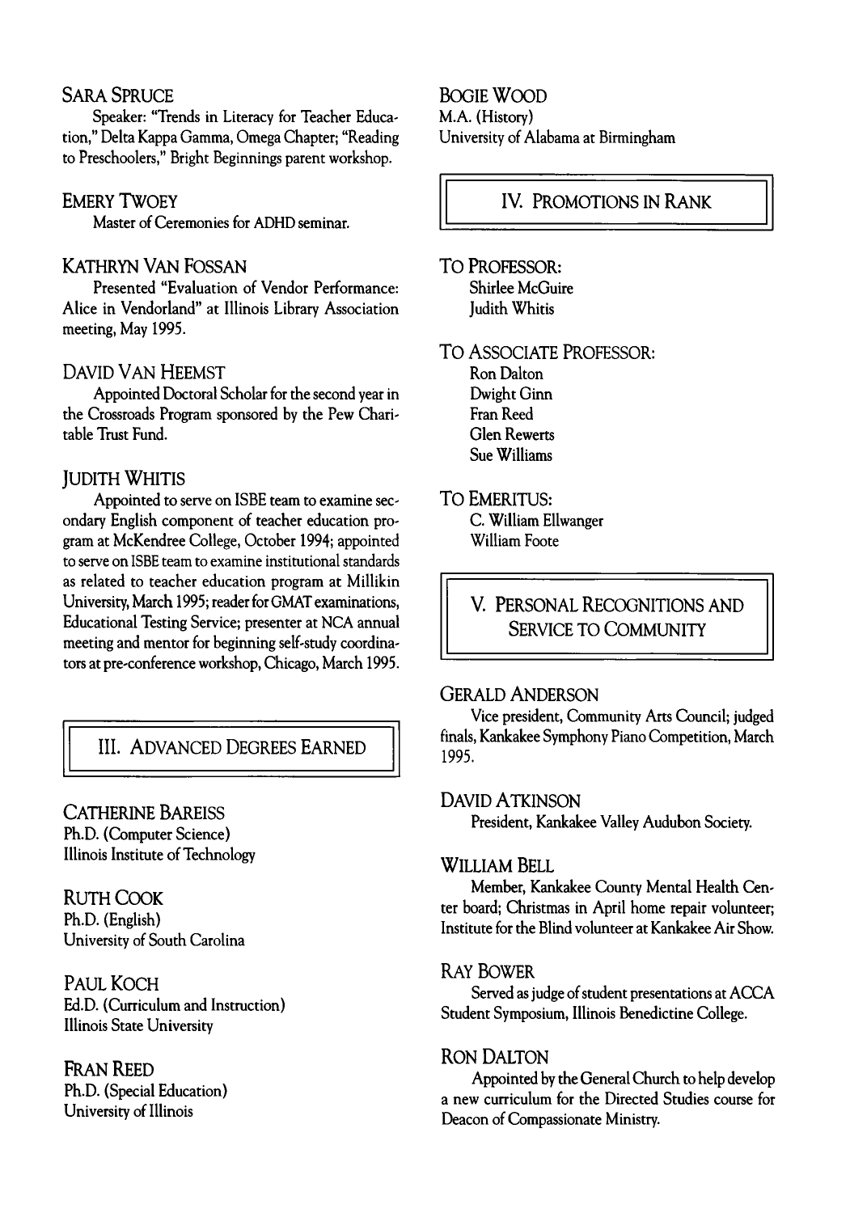### Sara Spruce

Speaker: "Trends in Literacy for Teacher Education," Delta Kappa Gamma, Omega Chapter; "Reading to Preschoolers," Bright Beginnings parent workshop.

### Emery Twoey

Master of Ceremonies for ADHD seminar.

### Kathryn Van Fossan

Presented "Evaluation of Vendor Performance: Alice in Vendorland" at Illinois Library Association meeting, May 1995.

### David Van Heemst

Appointed Doctoral Scholar for the second year in the Crossroads Program sponsored by the Pew Charitable Trust Fund.

### Judith Whitis

Appointed to serve on ISBE team to examine secondary English component of teacher education program at McKendree College, October 1994; appointed to serve on ISBE team to examine institutional standards as related to teacher education program at Millikin University, March 1995; reader for GMAT examinations, Educational Testing Service; presenter at NCA annual meeting and mentor for beginning self-study coordinators at pre-conference workshop, Chicago, March 1995.

## III. Advanced Degrees Earned

### Catherine Bareiss

Ph.D. (Computer Science)
Illinois Institute of Technology

### Ruth Cook

Ph.D. (English)
University of South Carolina

### Paul Koch

Ed.D. (Curriculum and Instruction)
Illinois State University

### Fran Reed

Ph.D. (Special Education)
University of Illinois

### Bogie Wood

M.A. (History)
University of Alabama at Birmingham

## IV. Promotions in Rank

### To Professor:

Shirlee McGuire
Judith Whitis

### To Associate Professor:

Ron Dalton
Dwight Ginn
Fran Reed
Glen Rewerts
Sue Williams

### To Emeritus:

C. William Ellwanger
William Foote

## V. Personal Recognitions and Service to Community

### Gerald Anderson

Vice president, Community Arts Council; judged finals, Kankakee Symphony Piano Competition, March 1995.

### David Atkinson

President, Kankakee Valley Audubon Society.

### William Bell

Member, Kankakee County Mental Health Center board; Christmas in April home repair volunteer; Institute for the Blind volunteer at Kankakee Air Show.

### Ray Bower

Served as judge of student presentations at ACCA Student Symposium, Illinois Benedictine College.

### Ron Dalton

Appointed by the General Church to help develop a new curriculum for the Directed Studies course for Deacon of Compassionate Ministry.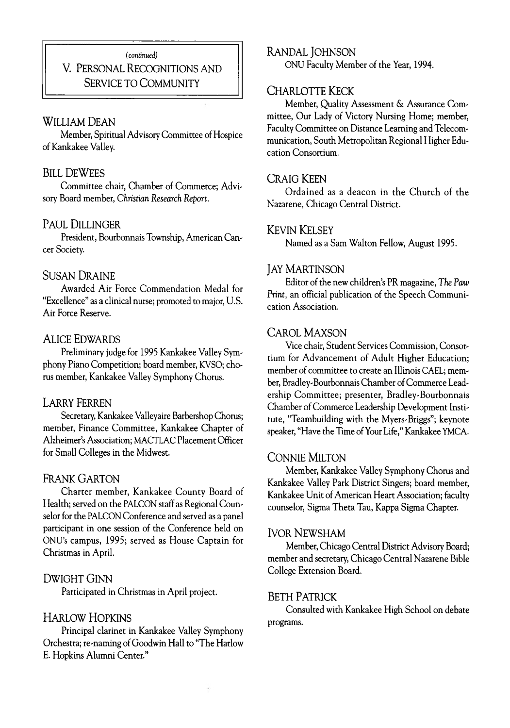*(continued)*

## V. Personal Recognitions and Service to Community

### William Dean

Member, Spiritual Advisory Committee of Hospice of Kankakee Valley.

### Bill DeWees

Committee chair, Chamber of Commerce; Advisory Board member, *Christian Research Report*.

### Paul Dillinger

President, Bourbonnais Township, American Cancer Society.

### Susan Draine

Awarded Air Force Commendation Medal for "Excellence" as a clinical nurse; promoted to major, U.S. Air Force Reserve.

### Alice Edwards

Preliminary judge for 1995 Kankakee Valley Symphony Piano Competition; board member, KVSO; chorus member, Kankakee Valley Symphony Chorus.

### Larry Ferren

Secretary, Kankakee Valleyaire Barbershop Chorus; member, Finance Committee, Kankakee Chapter of Alzheimer's Association; MACTLAC Placement Officer for Small Colleges in the Midwest.

### Frank Garton

Charter member, Kankakee County Board of Health; served on the PALCON staff as Regional Counselor for the PALCON Conference and served as a panel participant in one session of the Conference held on ONU's campus, 1995; served as House Captain for Christmas in April.

### Dwight Ginn

Participated in Christmas in April project.

### Harlow Hopkins

Principal clarinet in Kankakee Valley Symphony Orchestra; re-naming of Goodwin Hall to "The Harlow E. Hopkins Alumni Center."

### Randal Johnson

ONU Faculty Member of the Year, 1994.

### Charlotte Keck

Member, Quality Assessment & Assurance Committee, Our Lady of Victory Nursing Home; member, Faculty Committee on Distance Learning and Telecommunication, South Metropolitan Regional Higher Education Consortium.

### Craig Keen

Ordained as a deacon in the Church of the Nazarene, Chicago Central District.

### Kevin Kelsey

Named as a Sam Walton Fellow, August 1995.

### Jay Martinson

Editor of the new children's PR magazine, *The Paw Print*, an official publication of the Speech Communication Association.

### Carol Maxson

Vice chair, Student Services Commission, Consortium for Advancement of Adult Higher Education; member of committee to create an Illinois CAEL; member, Bradley-Bourbonnais Chamber of Commerce Leadership Committee; presenter, Bradley-Bourbonnais Chamber of Commerce Leadership Development Institute, "Teambuilding with the Myers-Briggs"; keynote speaker, "Have the Time of Your Life," Kankakee YMCA.

### Connie Milton

Member, Kankakee Valley Symphony Chorus and Kankakee Valley Park District Singers; board member, Kankakee Unit of American Heart Association; faculty counselor, Sigma Theta Tau, Kappa Sigma Chapter.

### Ivor Newsham

Member, Chicago Central District Advisory Board; member and secretary, Chicago Central Nazarene Bible College Extension Board.

### Beth Patrick

Consulted with Kankakee High School on debate programs.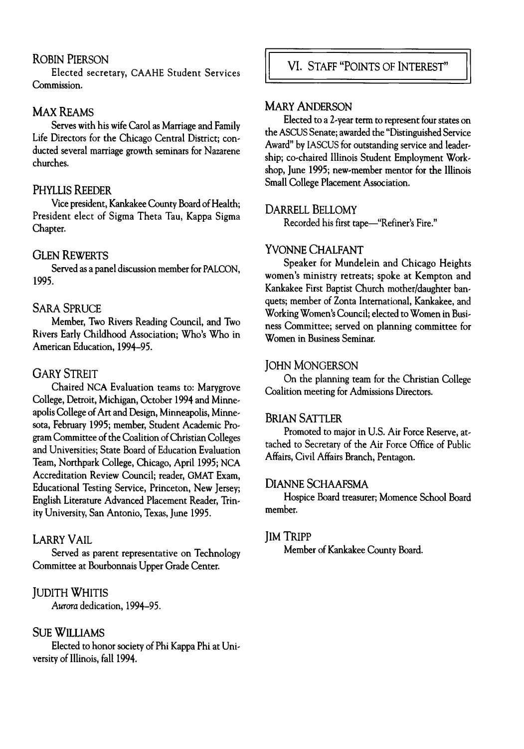### ROBIN PIERSON

Elected secretary, CAAHE Student Services Commission.

### MAX REAMS

Serves with his wife Carol as Marriage and Family Life Directors for the Chicago Central District; conducted several marriage growth seminars for Nazarene churches.

### PHYLLIS REEDER

Vice president, Kankakee County Board of Health; President elect of Sigma Theta Tau, Kappa Sigma Chapter.

### GLEN REWERTS

Served as a panel discussion member for PALCON, 1995.

### SARA SPRUCE

Member, Two Rivers Reading Council, and Two Rivers Early Childhood Association; Who's Who in American Education, 1994–95.

### GARY STREIT

Chaired NCA Evaluation teams to: Marygrove College, Detroit, Michigan, October 1994 and Minneapolis College of Art and Design, Minneapolis, Minnesota, February 1995; member, Student Academic Program Committee of the Coalition of Christian Colleges and Universities; State Board of Education Evaluation Team, Northpark College, Chicago, April 1995; NCA Accreditation Review Council; reader, GMAT Exam, Educational Testing Service, Princeton, New Jersey; English Literature Advanced Placement Reader, Trinity University, San Antonio, Texas, June 1995.

### LARRY VAIL

Served as parent representative on Technology Committee at Bourbonnais Upper Grade Center.

### JUDITH WHITIS

*Aurora* dedication, 1994–95.

### SUE WILLIAMS

Elected to honor society of Phi Kappa Phi at University of Illinois, fall 1994.

## VI. STAFF "POINTS OF INTEREST"

### MARY ANDERSON

Elected to a 2-year term to represent four states on the ASCUS Senate; awarded the "Distinguished Service Award" by IASCUS for outstanding service and leadership; co-chaired Illinois Student Employment Workshop, June 1995; new-member mentor for the Illinois Small College Placement Association.

### DARRELL BELLOMY

Recorded his first tape—"Refiner's Fire."

### YVONNE CHALFANT

Speaker for Mundelein and Chicago Heights women's ministry retreats; spoke at Kempton and Kankakee First Baptist Church mother/daughter banquets; member of Zonta International, Kankakee, and Working Women's Council; elected to Women in Business Committee; served on planning committee for Women in Business Seminar.

### JOHN MONGERSON

On the planning team for the Christian College Coalition meeting for Admissions Directors.

### BRIAN SATTLER

Promoted to major in U.S. Air Force Reserve, attached to Secretary of the Air Force Office of Public Affairs, Civil Affairs Branch, Pentagon.

### DIANNE SCHAAFSMA

Hospice Board treasurer; Momence School Board member.

### JIM TRIPP

Member of Kankakee County Board.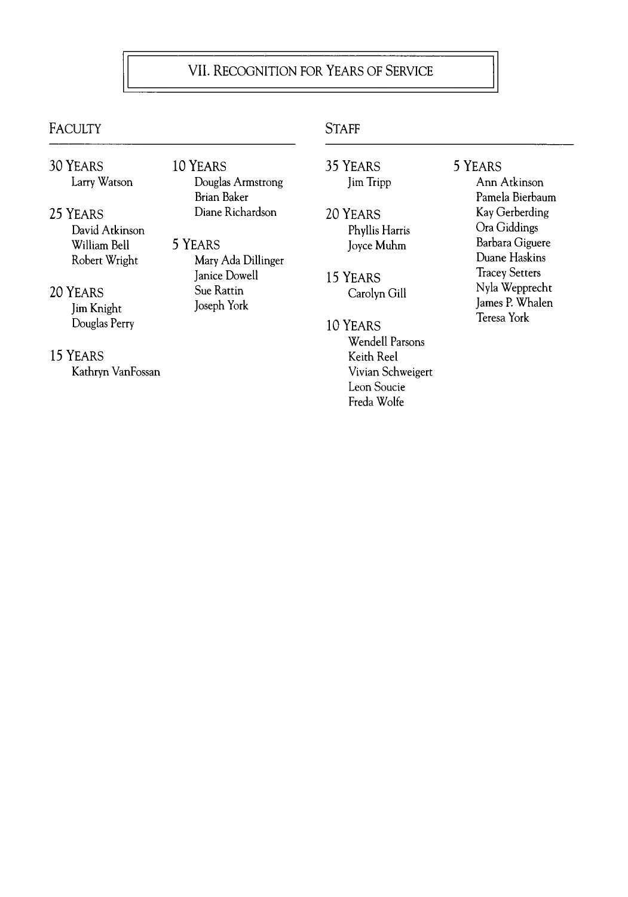# VII. Recognition for Years of Service

## Faculty

### 30 Years
- Larry Watson

### 25 Years
- David Atkinson
- William Bell
- Robert Wright

### 20 Years
- Jim Knight
- Douglas Perry

### 15 Years
- Kathryn VanFossan

### 10 Years
- Douglas Armstrong
- Brian Baker
- Diane Richardson

### 5 Years
- Mary Ada Dillinger
- Janice Dowell
- Sue Rattin
- Joseph York

## Staff

### 35 Years
- Jim Tripp

### 20 Years
- Phyllis Harris
- Joyce Muhm

### 15 Years
- Carolyn Gill

### 10 Years
- Wendell Parsons
- Keith Reel
- Vivian Schweigert
- Leon Soucie
- Freda Wolfe

### 5 Years
- Ann Atkinson
- Pamela Bierbaum
- Kay Gerberding
- Ora Giddings
- Barbara Giguere
- Duane Haskins
- Tracey Setters
- Nyla Wepprecht
- James P. Whalen
- Teresa York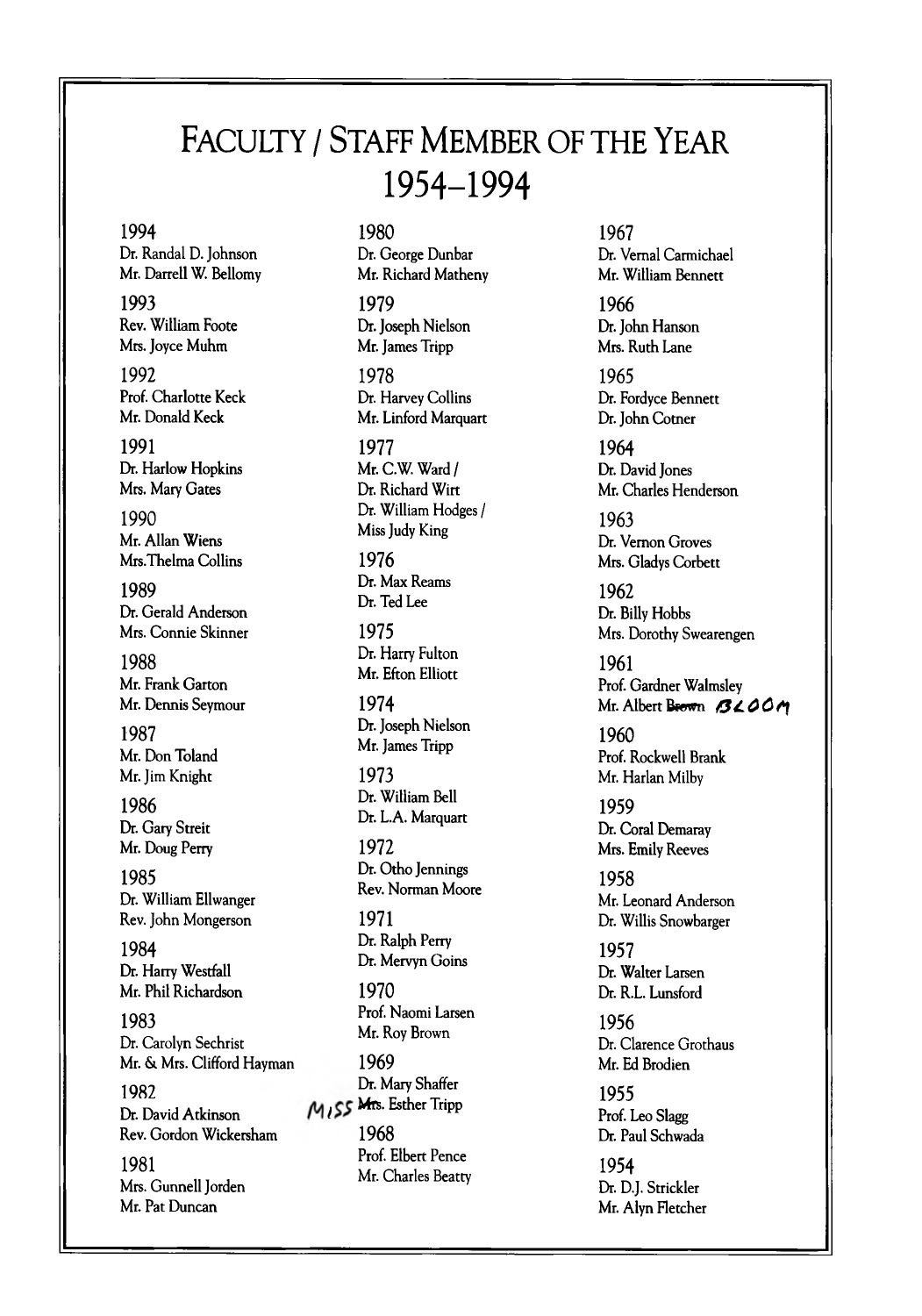# FACULTY / STAFF MEMBER OF THE YEAR 1954–1994

**1994**
Dr. Randal D. Johnson
Mr. Darrell W. Bellomy

**1993**
Rev. William Foote
Mrs. Joyce Muhm

**1992**
Prof. Charlotte Keck
Mr. Donald Keck

**1991**
Dr. Harlow Hopkins
Mrs. Mary Gates

**1990**
Mr. Allan Wiens
Mrs.Thelma Collins

**1989**
Dr. Gerald Anderson
Mrs. Connie Skinner

**1988**
Mr. Frank Garton
Mr. Dennis Seymour

**1987**
Mr. Don Toland
Mr. Jim Knight

**1986**
Dr. Gary Streit
Mr. Doug Perry

**1985**
Dr. William Ellwanger
Rev. John Mongerson

**1984**
Dr. Harry Westfall
Mr. Phil Richardson

**1983**
Dr. Carolyn Sechrist
Mr. & Mrs. Clifford Hayman

**1982**
Dr. David Atkinson
Rev. Gordon Wickersham

**1981**
Mrs. Gunnell Jorden
Mr. Pat Duncan

**1980**
Dr. George Dunbar
Mr. Richard Matheny

**1979**
Dr. Joseph Nielson
Mr. James Tripp

**1978**
Dr. Harvey Collins
Mr. Linford Marquart

**1977**
Mr. C.W. Ward /
Dr. Richard Wirt
Dr. William Hodges /
Miss Judy King

**1976**
Dr. Max Reams
Dr. Ted Lee

**1975**
Dr. Harry Fulton
Mr. Efton Elliott

**1974**
Dr. Joseph Nielson
Mr. James Tripp

**1973**
Dr. William Bell
Dr. L.A. Marquart

**1972**
Dr. Otho Jennings
Rev. Norman Moore

**1971**
Dr. Ralph Perry
Dr. Mervyn Goins

**1970**
Prof. Naomi Larsen
Mr. Roy Brown

**1969**
Dr. Mary Shaffer
~~Mrs.~~ MISS Esther Tripp

**1968**
Prof. Elbert Pence
Mr. Charles Beatty

**1967**
Dr. Vernal Carmichael
Mr. William Bennett

**1966**
Dr. John Hanson
Mrs. Ruth Lane

**1965**
Dr. Fordyce Bennett
Dr. John Cotner

**1964**
Dr. David Jones
Mr. Charles Henderson

**1963**
Dr. Vernon Groves
Mrs. Gladys Corbett

**1962**
Dr. Billy Hobbs
Mrs. Dorothy Swearengen

**1961**
Prof. Gardner Walmsley
Mr. Albert ~~Brown~~ BLOOM

**1960**
Prof. Rockwell Brank
Mr. Harlan Milby

**1959**
Dr. Coral Demaray
Mrs. Emily Reeves

**1958**
Mr. Leonard Anderson
Dr. Willis Snowbarger

**1957**
Dr. Walter Larsen
Dr. R.L. Lunsford

**1956**
Dr. Clarence Grothaus
Mr. Ed Brodien

**1955**
Prof. Leo Slagg
Dr. Paul Schwada

**1954**
Dr. D.J. Strickler
Mr. Alyn Fletcher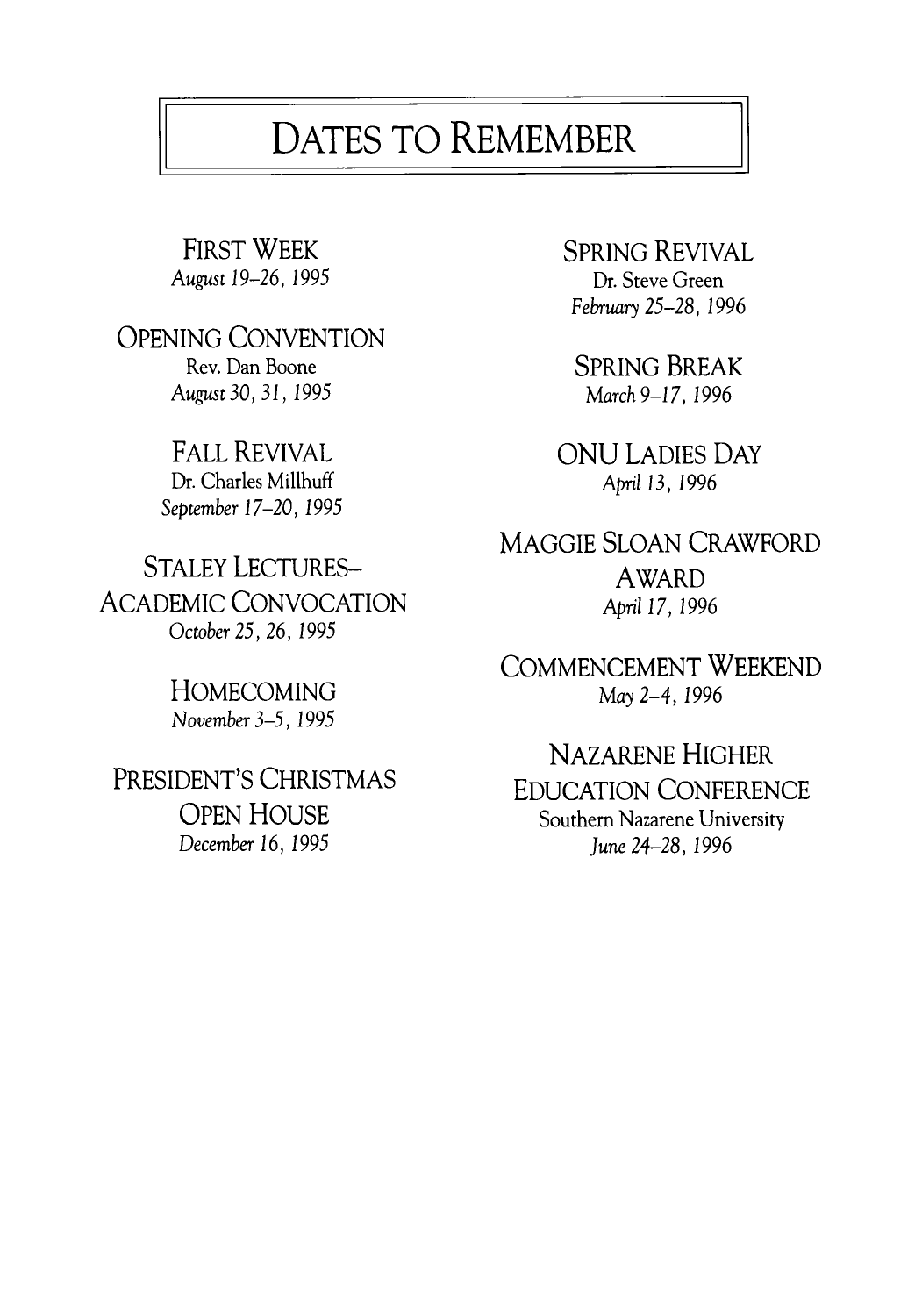# Dates to Remember

**First Week**
*August 19–26, 1995*

**Opening Convention**
Rev. Dan Boone
*August 30, 31, 1995*

**Fall Revival**
Dr. Charles Millhuff
*September 17–20, 1995*

**Staley Lectures–Academic Convocation**
*October 25, 26, 1995*

**Homecoming**
*November 3–5, 1995*

**President's Christmas Open House**
*December 16, 1995*

**Spring Revival**
Dr. Steve Green
*February 25–28, 1996*

**Spring Break**
*March 9–17, 1996*

**ONU Ladies Day**
*April 13, 1996*

**Maggie Sloan Crawford Award**
*April 17, 1996*

**Commencement Weekend**
*May 2–4, 1996*

**Nazarene Higher Education Conference**
Southern Nazarene University
*June 24–28, 1996*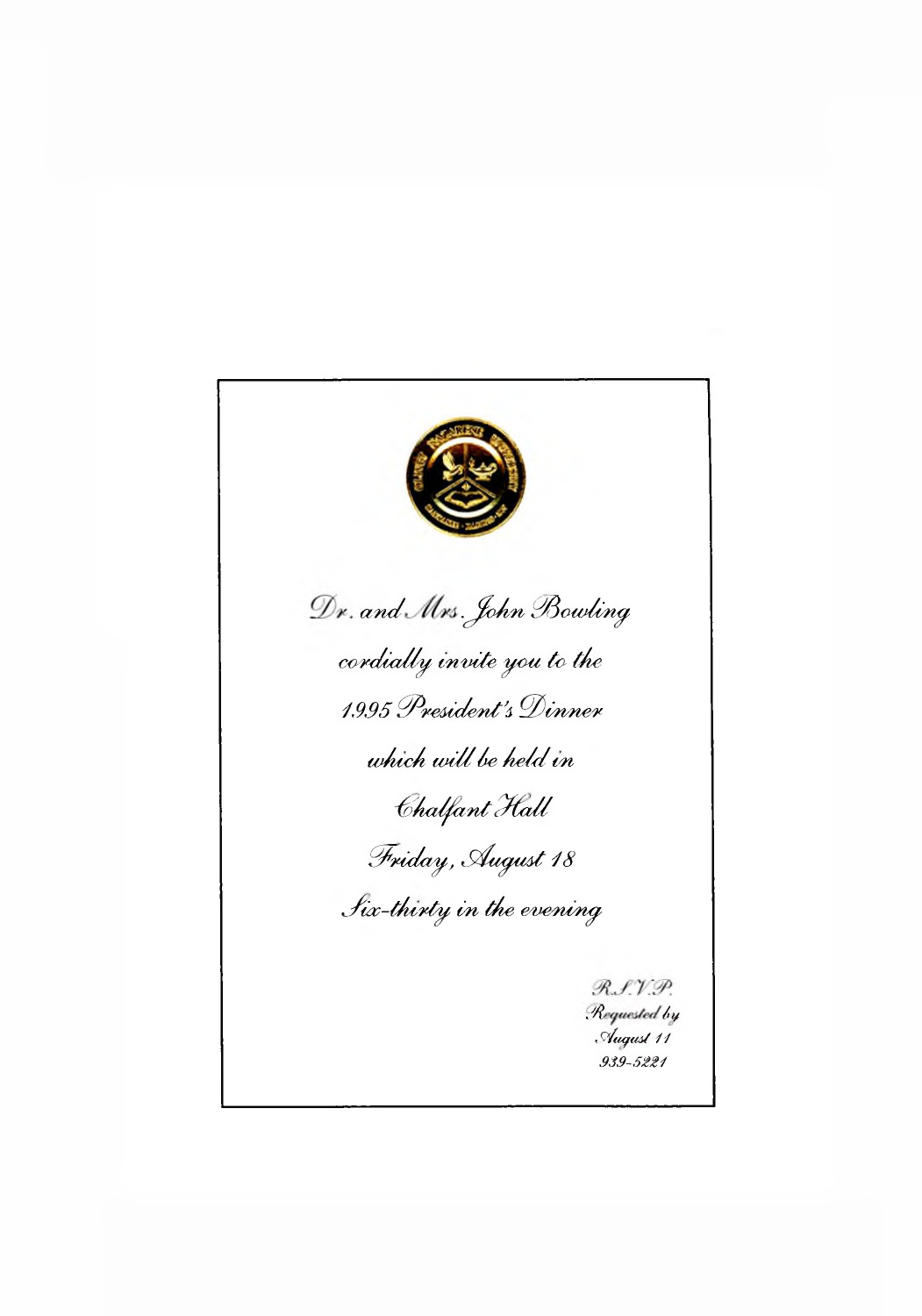*Dr. and Mrs. John Bowling*

*cordially invite you to the*

*1995 President's Dinner*

*which will be held in*

*Chalfant Hall*

*Friday, August 18*

*Six-thirty in the evening*

*R.S.V.P.*
*Requested by*
*August 11*
*939-5221*